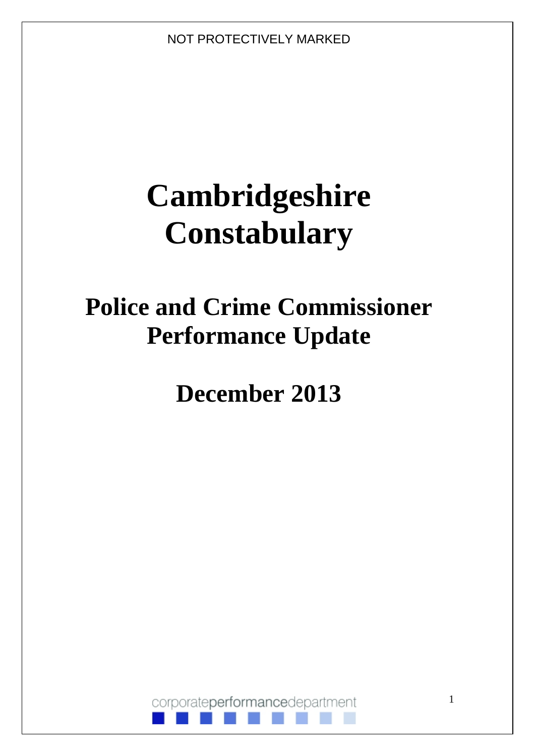NOT PROTECTIVELY MARKED

# Cambridgeshire Constabulary

## Police and Crime Commissioner Performance Update

## December 2013

corporateperformancedepartment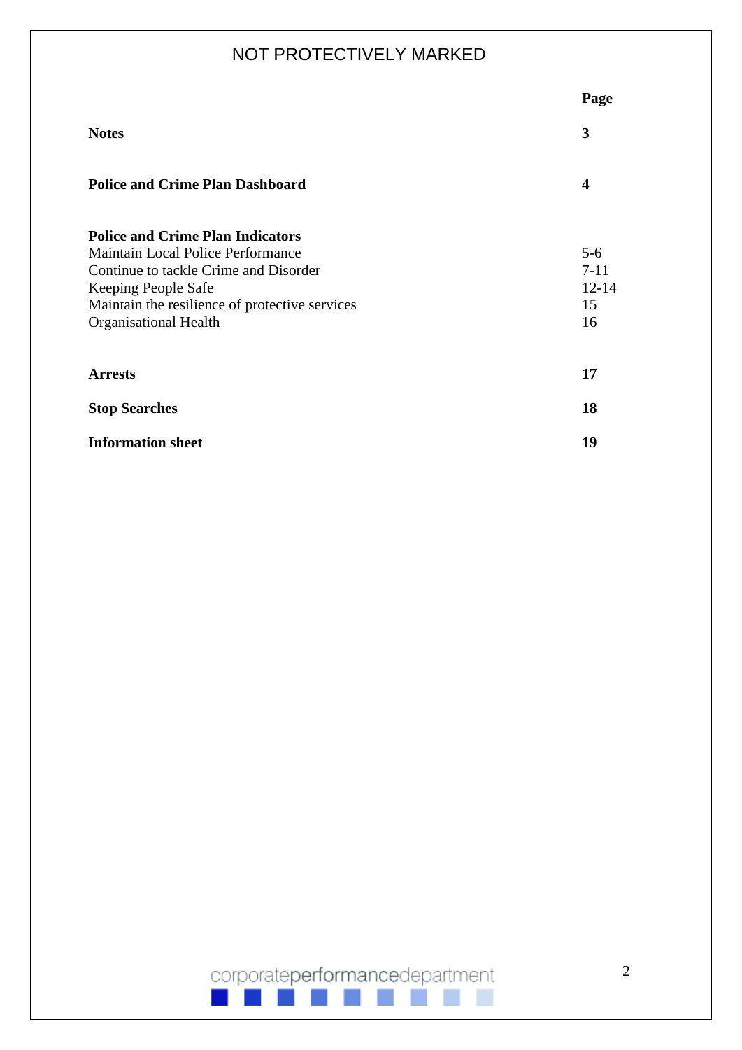NOT PROTECTIVELY MARKED

| | Page |
|---|---|
| **Notes** | **3** |
| **Police and Crime Plan Dashboard** | **4** |
| **Police and Crime Plan Indicators** | |
| Maintain Local Police Performance | 5-6 |
| Continue to tackle Crime and Disorder | 7-11 |
| Keeping People Safe | 12-14 |
| Maintain the resilience of protective services | 15 |
| Organisational Health | 16 |
| **Arrests** | **17** |
| **Stop Searches** | **18** |
| **Information sheet** | **19** |

corporateperformancedepartment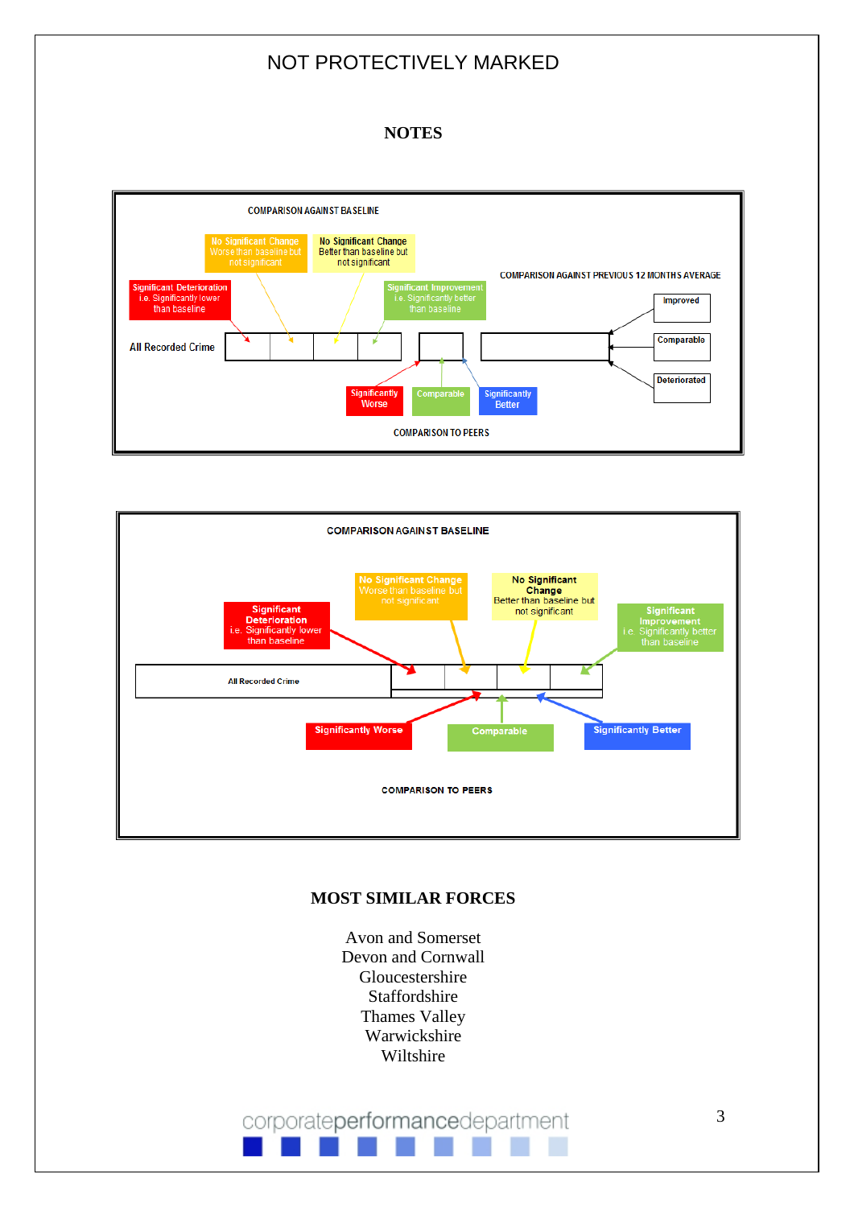NOT PROTECTIVELY MARKED

## NOTES

COMPARISON AGAINST BASELINE

No Significant Change
Worse than baseline but not significant

No Significant Change
Better than baseline but not significant

Significant Deterioration
i.e. Significantly lower than baseline

Significant Improvement
i.e. Significantly better than baseline

COMPARISON AGAINST PREVIOUS 12 MONTHS AVERAGE

Improved

Comparable

Deteriorated

All Recorded Crime

Significantly Worse

Comparable

Significantly Better

COMPARISON TO PEERS

COMPARISON AGAINST BASELINE

No Significant Change
Worse than baseline but not significant

No Significant Change
Better than baseline but not significant

Significant Deterioration
i.e. Significantly lower than baseline

Significant Improvement
i.e. Significantly better than baseline

All Recorded Crime

Significantly Worse

Comparable

Significantly Better

COMPARISON TO PEERS

## MOST SIMILAR FORCES

Avon and Somerset
Devon and Cornwall
Gloucestershire
Staffordshire
Thames Valley
Warwickshire
Wiltshire

corporateperformancedepartment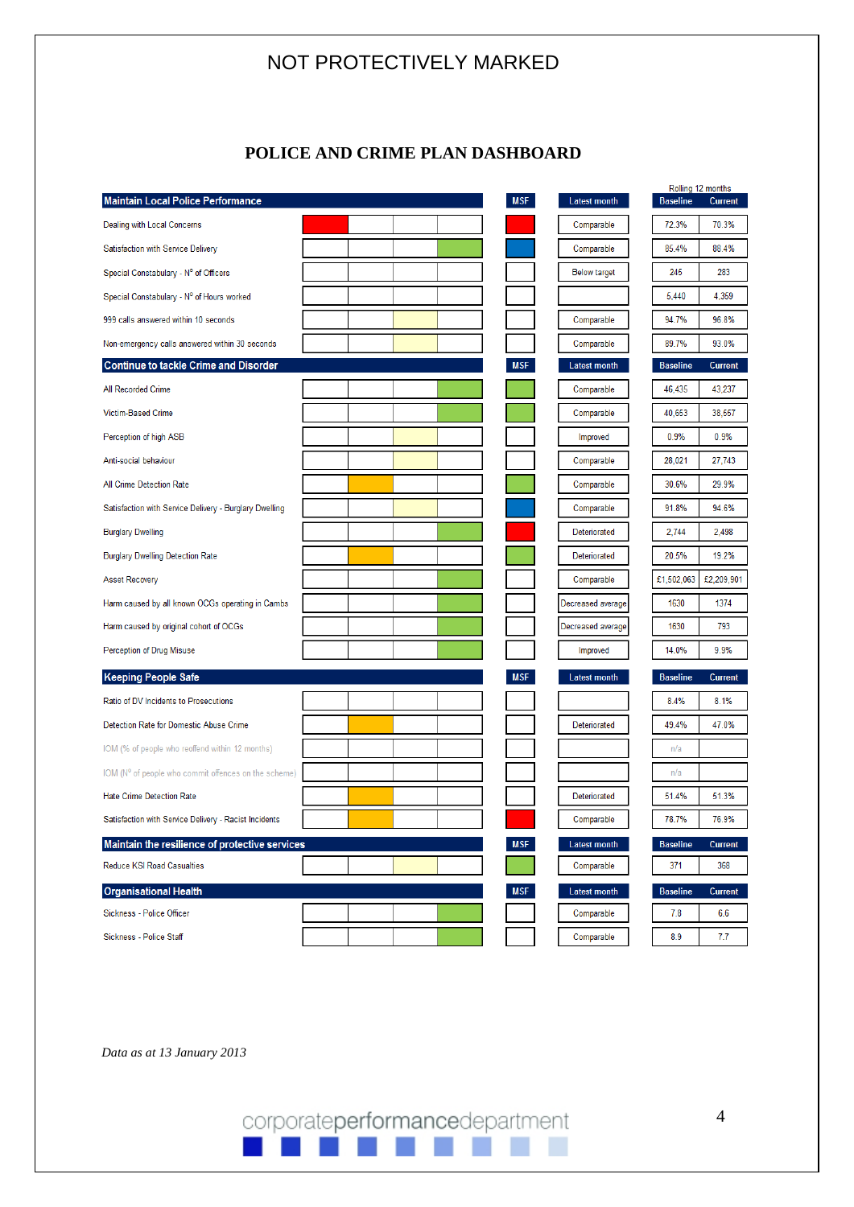NOT PROTECTIVELY MARKED

# POLICE AND CRIME PLAN DASHBOARD

| Maintain Local Police Performance | MSF | Latest month | Rolling 12 months Baseline | Current |
|---|---|---|---|---|
| Dealing with Local Concerns | | Comparable | 72.3% | 70.3% |
| Satisfaction with Service Delivery | | Comparable | 85.4% | 88.4% |
| Special Constabulary - Nº of Officers | | Below target | 245 | 283 |
| Special Constabulary - Nº of Hours worked | | | 5,440 | 4,359 |
| 999 calls answered within 10 seconds | | Comparable | 94.7% | 96.8% |
| Non-emergency calls answered within 30 seconds | | Comparable | 89.7% | 93.0% |
| **Continue to tackle Crime and Disorder** | **MSF** | **Latest month** | **Baseline** | **Current** |
| All Recorded Crime | | Comparable | 46,435 | 43,237 |
| Victim-Based Crime | | Comparable | 40,653 | 38,557 |
| Perception of high ASB | | Improved | 0.9% | 0.9% |
| Anti-social behaviour | | Comparable | 28,021 | 27,743 |
| All Crime Detection Rate | | Comparable | 30.6% | 29.9% |
| Satisfaction with Service Delivery - Burglary Dwelling | | Comparable | 91.8% | 94.6% |
| Burglary Dwelling | | Deteriorated | 2,744 | 2,498 |
| Burglary Dwelling Detection Rate | | Deteriorated | 20.5% | 19.2% |
| Asset Recovery | | Comparable | £1,502,063 | £2,209,901 |
| Harm caused by all known OCGs operating in Cambs | | Decreased average | 1630 | 1374 |
| Harm caused by original cohort of OCGs | | Decreased average | 1630 | 793 |
| Perception of Drug Misuse | | Improved | 14.0% | 9.9% |
| **Keeping People Safe** | **MSF** | **Latest month** | **Baseline** | **Current** |
| Ratio of DV Incidents to Prosecutions | | | 8.4% | 8.1% |
| Detection Rate for Domestic Abuse Crime | | Deteriorated | 49.4% | 47.0% |
| IOM (% of people who reoffend within 12 months) | | | n/a | |
| IOM (Nº of people who commit offences on the scheme) | | | n/a | |
| Hate Crime Detection Rate | | Deteriorated | 51.4% | 51.3% |
| Satisfaction with Service Delivery - Racist Incidents | | Comparable | 78.7% | 76.9% |
| **Maintain the resilience of protective services** | **MSF** | **Latest month** | **Baseline** | **Current** |
| Reduce KSI Road Casualties | | Comparable | 371 | 368 |
| **Organisational Health** | **MSF** | **Latest month** | **Baseline** | **Current** |
| Sickness - Police Officer | | Comparable | 7.8 | 6.6 |
| Sickness - Police Staff | | Comparable | 8.9 | 7.7 |

*Data as at 13 January 2013*

corporateperformancedepartment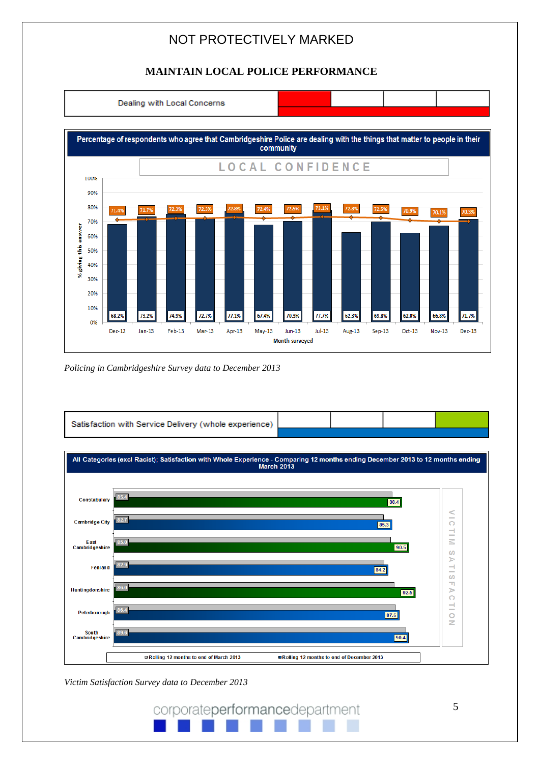NOT PROTECTIVELY MARKED

## MAINTAIN LOCAL POLICE PERFORMANCE

Dealing with Local Concerns

**Percentage of respondents who agree that Cambridgeshire Police are dealing with the things that matter to people in their community**

LOCAL CONFIDENCE

| Month surveyed | % giving this answer | Rolling average |
|---|---|---|
| Dec-12 | 68.2% | 71.4% |
| Jan-13 | 73.2% | 71.7% |
| Feb-13 | 74.9% | 72.3% |
| Mar-13 | 72.7% | 72.3% |
| Apr-13 | 77.1% | 72.8% |
| May-13 | 67.4% | 72.4% |
| Jun-13 | 70.3% | 72.5% |
| Jul-13 | 77.7% | 73.1% |
| Aug-13 | 62.3% | 72.8% |
| Sep-13 | 69.8% | 72.5% |
| Oct-13 | 62.0% | 70.9% |
| Nov-13 | 66.8% | 70.1% |
| Dec-13 | 71.7% | 70.3% |

*Policing in Cambridgeshire Survey data to December 2013*

Satisfaction with Service Delivery (whole experience)

**All Categories (excl Racist); Satisfaction with Whole Experience - Comparing 12 months ending December 2013 to 12 months ending March 2013**

VICTIM SATISFACTION

| Area | Rolling 12 months to end of March 2013 | Rolling 12 months to end of December 2013 |
|---|---|---|
| Constabulary | 85.4 | 88.4 |
| Cambridge City | 82.7 | 85.3 |
| East Cambridgeshire | 85.0 | 90.5 |
| Fenland | 82.9 | 84.2 |
| Huntingdonshire | 86.0 | 92.5 |
| Peterborough | 86.4 | 87.6 |
| South Cambridgeshire | 89.6 | 90.4 |

*Victim Satisfaction Survey data to December 2013*

corporateperformancedepartment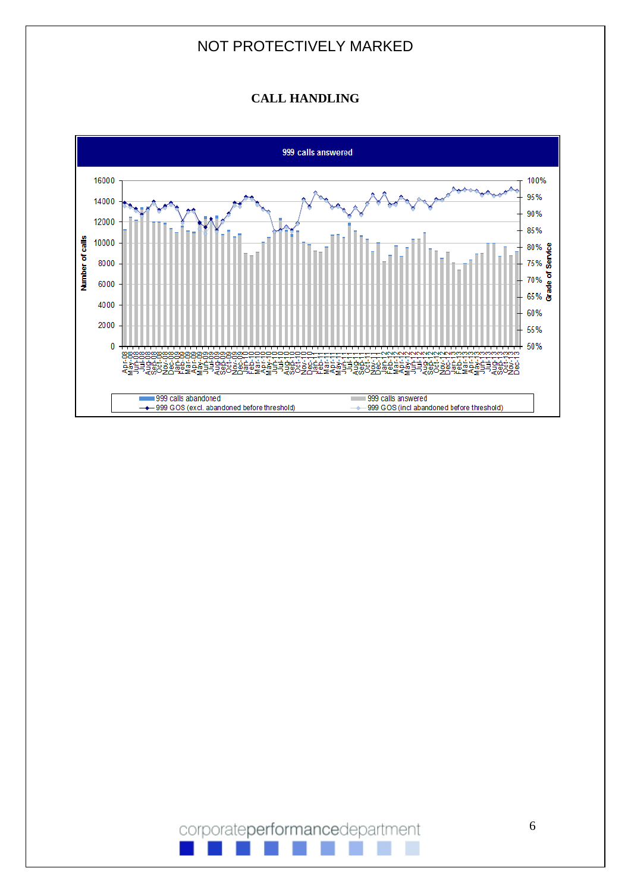# CALL HANDLING

**999 calls answered**

Number of calls: 0, 2000, 4000, 6000, 8000, 10000, 12000, 14000, 16000

Grade of Service: 50%, 55%, 60%, 65%, 70%, 75%, 80%, 85%, 90%, 95%, 100%

Apr-08 to Dec-13

- 999 calls abandoned
- 999 calls answered
- 999 GOS (excl. abandoned before threshold)
- 999 GOS (incl abandoned before threshold)

corporateperformancedepartment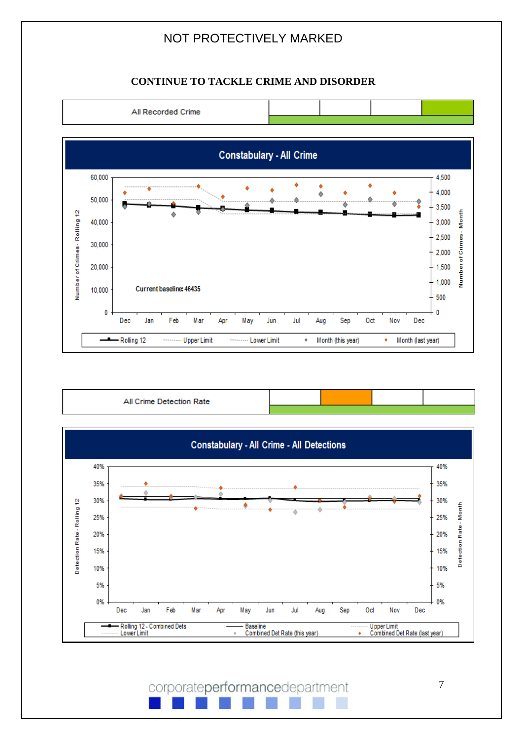NOT PROTECTIVELY MARKED

## CONTINUE TO TACKLE CRIME AND DISORDER

| All Recorded Crime | | | | |
|---|---|---|---|---|

**Constabulary - All Crime**

Current baseline: 46435

Rolling 12 | Upper Limit | Lower Limit | Month (this year) | Month (last year)

| All Crime Detection Rate | | | | |
|---|---|---|---|---|

**Constabulary - All Crime - All Detections**

Rolling 12 - Combined Dets | Baseline | Upper Limit | Lower Limit | Combined Det Rate (this year) | Combined Det Rate (last year)

corporateperformancedepartment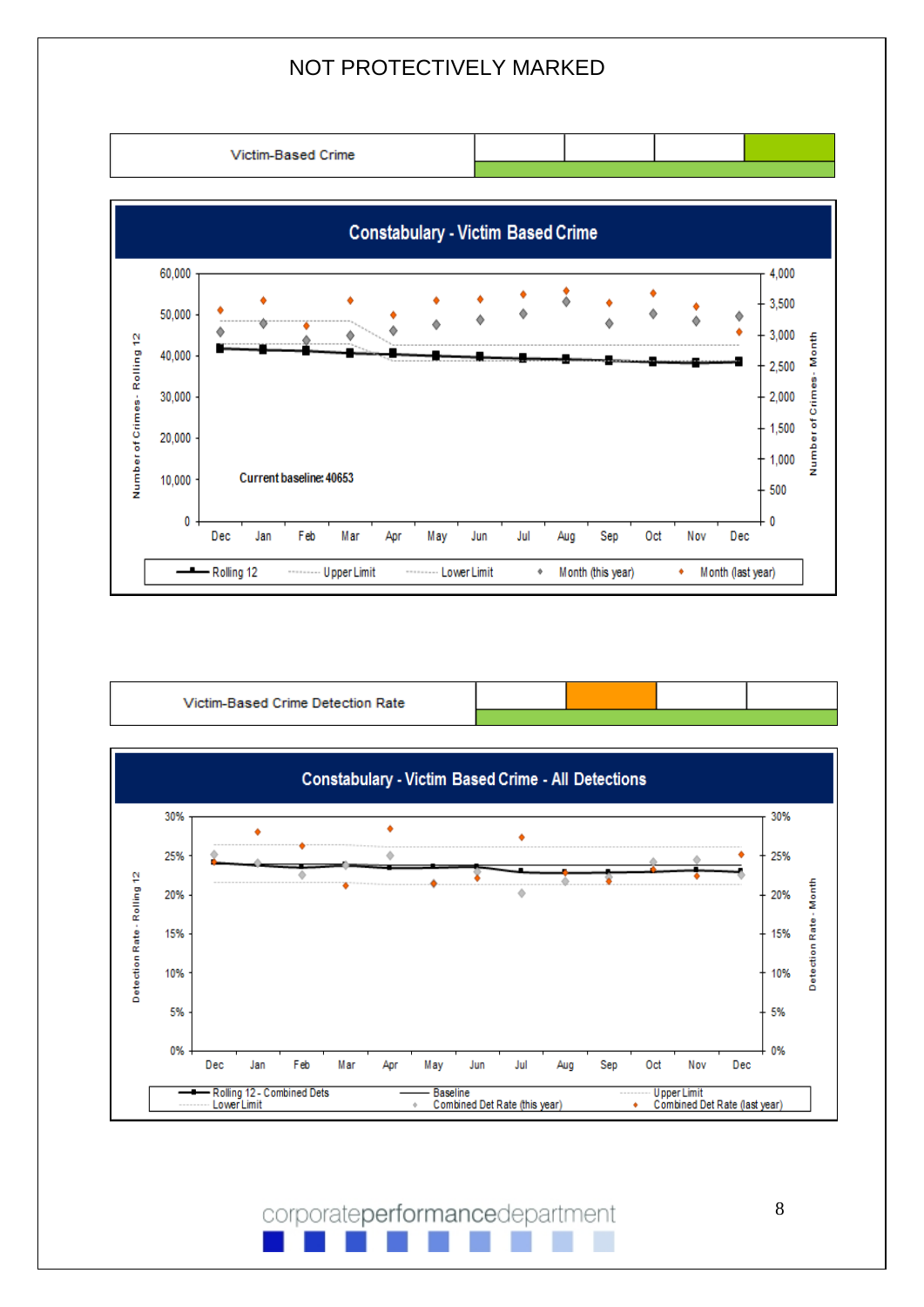NOT PROTECTIVELY MARKED

| Victim-Based Crime | | | | |
|---|---|---|---|---|

**Constabulary - Victim Based Crime**

Number of Crimes - Rolling 12: 0, 10,000, 20,000, 30,000, 40,000, 50,000, 60,000

Number of Crimes - Month: 0, 500, 1,000, 1,500, 2,000, 2,500, 3,000, 3,500, 4,000

Dec Jan Feb Mar Apr May Jun Jul Aug Sep Oct Nov Dec

Current baseline: 40653

Rolling 12 — Upper Limit — Lower Limit — Month (this year) — Month (last year)

| Victim-Based Crime Detection Rate | | | | |
|---|---|---|---|---|

**Constabulary - Victim Based Crime - All Detections**

Detection Rate - Rolling 12: 0%, 5%, 10%, 15%, 20%, 25%, 30%

Detection Rate - Month: 0%, 5%, 10%, 15%, 20%, 25%, 30%

Dec Jan Feb Mar Apr May Jun Jul Aug Sep Oct Nov Dec

Rolling 12 - Combined Dets — Baseline — Upper Limit — Lower Limit — Combined Det Rate (this year) — Combined Det Rate (last year)

corporateperformancedepartment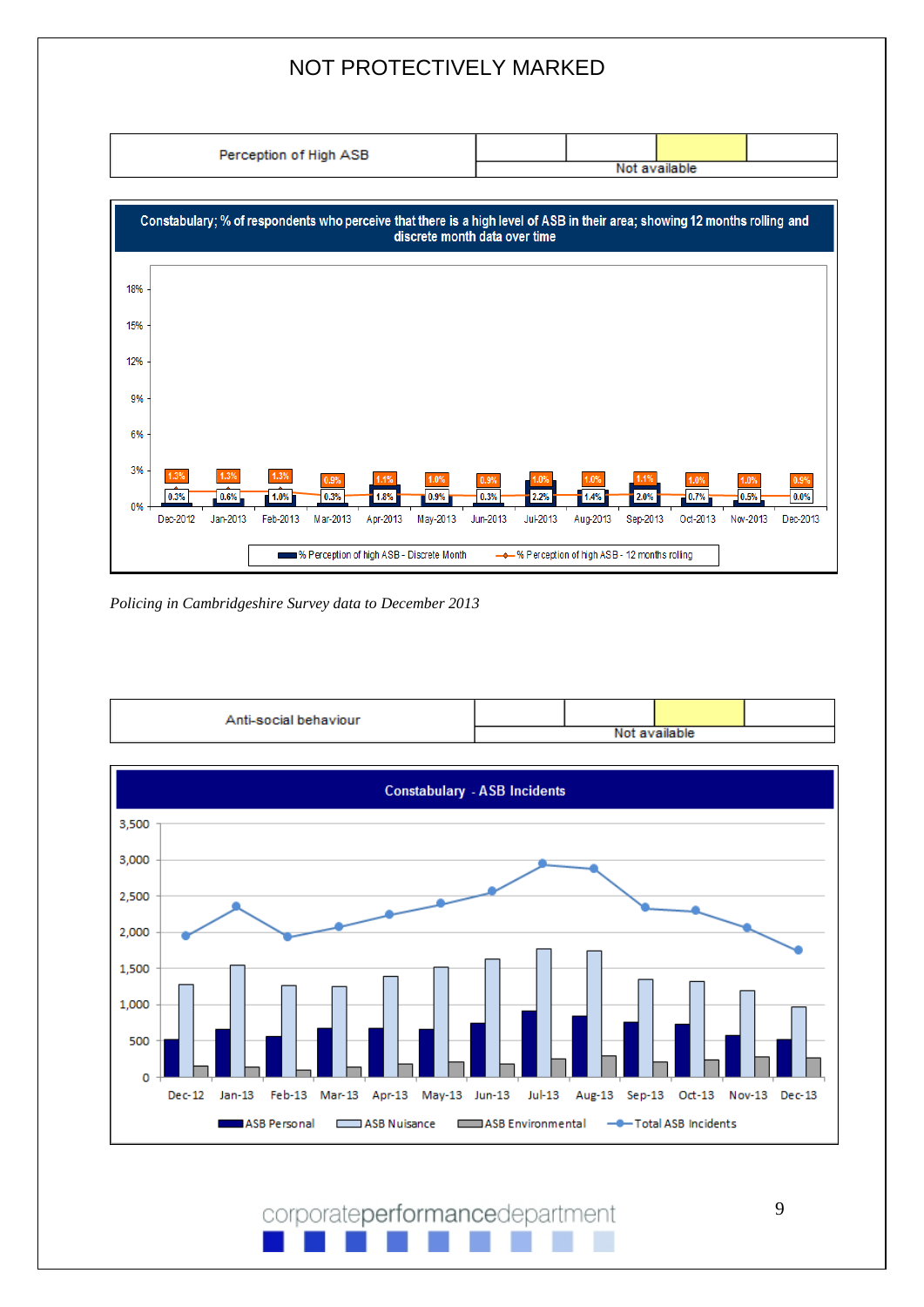NOT PROTECTIVELY MARKED

| Perception of High ASB | | | | |
|---|---|---|---|---|
| | Not available | | | |

**Constabulary; % of respondents who perceive that there is a high level of ASB in their area; showing 12 months rolling and discrete month data over time**

| | Dec-2012 | Jan-2013 | Feb-2013 | Mar-2013 | Apr-2013 | May-2013 | Jun-2013 | Jul-2013 | Aug-2013 | Sep-2013 | Oct-2013 | Nov-2013 | Dec-2013 |
|---|---|---|---|---|---|---|---|---|---|---|---|---|---|
| % Perception of high ASB - Discrete Month | 0.3% | 0.6% | 1.0% | 0.3% | 1.8% | 0.9% | 0.3% | 2.2% | 1.4% | 2.0% | 0.7% | 0.5% | 0.0% |
| % Perception of high ASB - 12 months rolling | 1.3% | 1.3% | 1.3% | 0.9% | 1.1% | 1.0% | 0.9% | 1.0% | 1.0% | 1.1% | 1.0% | 1.0% | 0.9% |

*Policing in Cambridgeshire Survey data to December 2013*

| Anti-social behaviour | | | | |
|---|---|---|---|---|
| | Not available | | | |

**Constabulary - ASB Incidents**

Legend: ASB Personal, ASB Nuisance, ASB Environmental, Total ASB Incidents

Months: Dec-12, Jan-13, Feb-13, Mar-13, Apr-13, May-13, Jun-13, Jul-13, Aug-13, Sep-13, Oct-13, Nov-13, Dec-13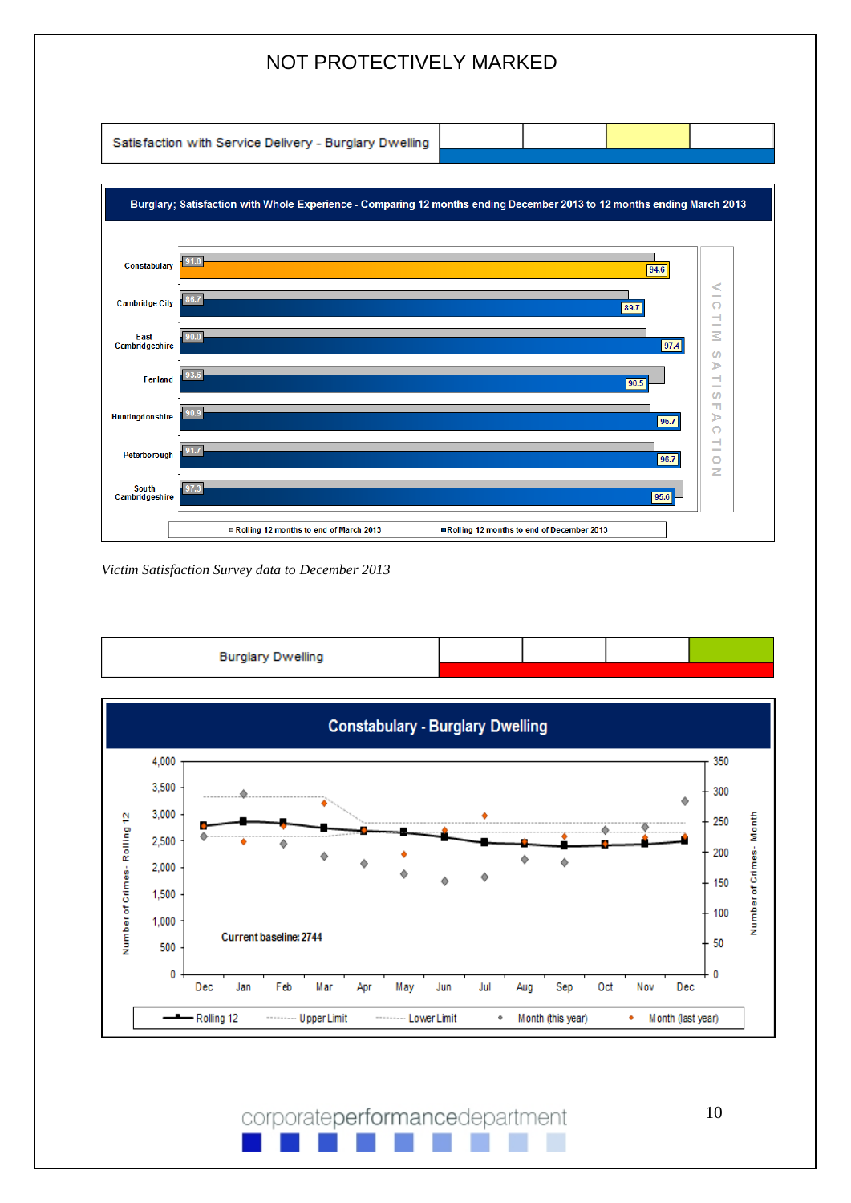NOT PROTECTIVELY MARKED

| Satisfaction with Service Delivery - Burglary Dwelling | | | | |
|---|---|---|---|---|

**Burglary; Satisfaction with Whole Experience - Comparing 12 months ending December 2013 to 12 months ending March 2013**

| Area | Rolling 12 months to end of March 2013 | Rolling 12 months to end of December 2013 |
|---|---|---|
| Constabulary | 91.8 | 94.6 |
| Cambridge City | 86.7 | 89.7 |
| East Cambridgeshire | 90.0 | 97.4 |
| Fenland | 93.6 | 90.5 |
| Huntingdonshire | 90.9 | 96.7 |
| Peterborough | 91.7 | 96.7 |
| South Cambridgeshire | 97.3 | 95.6 |

*Victim Satisfaction Survey data to December 2013*

| Burglary Dwelling | | | | |
|---|---|---|---|---|

**Constabulary - Burglary Dwelling**

Current baseline: 2744

Legend: Rolling 12, Upper Limit, Lower Limit, Month (this year), Month (last year)

Axes: Number of Crimes - Rolling 12 (0–4,000); Number of Crimes - Month (0–350); Months Dec to Dec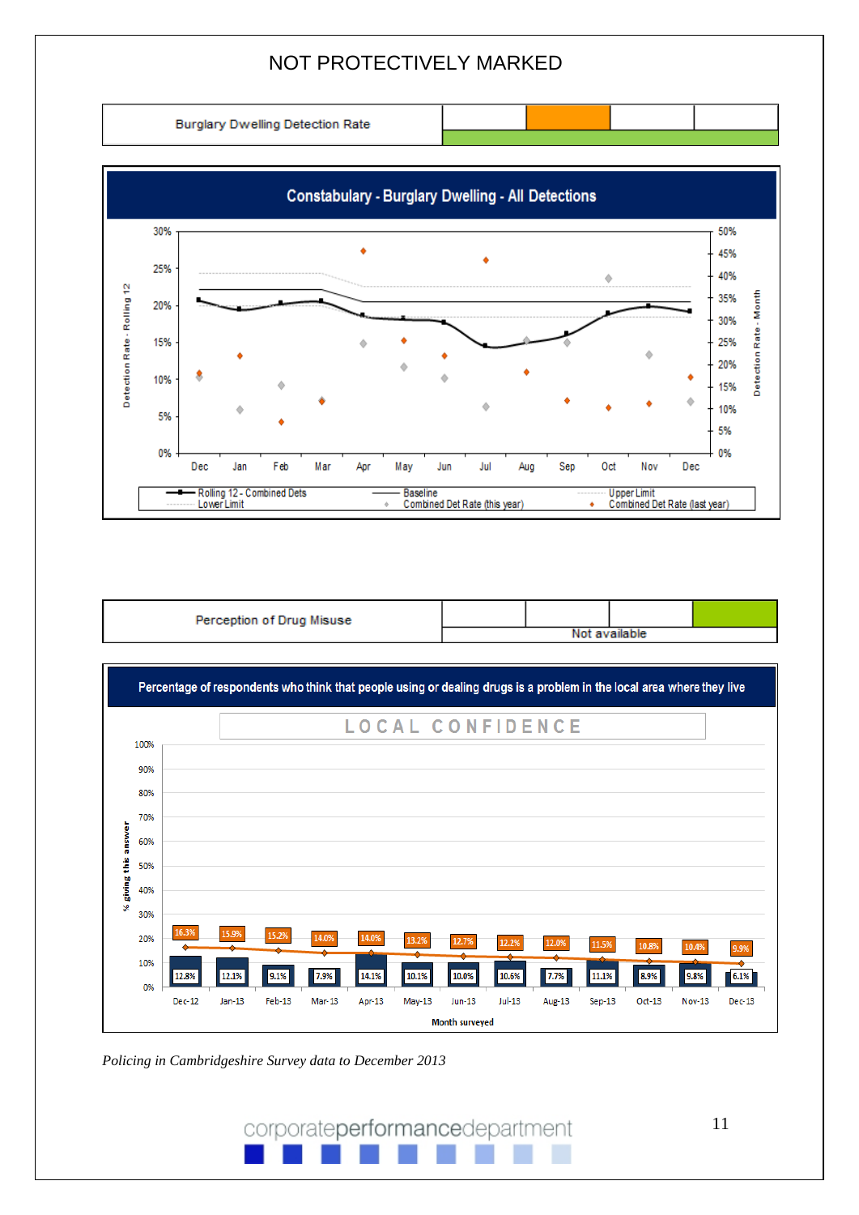NOT PROTECTIVELY MARKED

| Burglary Dwelling Detection Rate | | | | |
|---|---|---|---|---|

## Constabulary - Burglary Dwelling - All Detections

Detection Rate - Rolling 12 (0%–30%); Detection Rate - Month (0%–50%)

Months: Dec, Jan, Feb, Mar, Apr, May, Jun, Jul, Aug, Sep, Oct, Nov, Dec

Legend: Rolling 12 - Combined Dets; Baseline; Upper Limit; Lower Limit; Combined Det Rate (this year); Combined Det Rate (last year)

| Perception of Drug Misuse | | | | |
|---|---|---|---|---|
| | Not available | | | |

## Percentage of respondents who think that people using or dealing drugs is a problem in the local area where they live

LOCAL CONFIDENCE

| Month surveyed | Dec-12 | Jan-13 | Feb-13 | Mar-13 | Apr-13 | May-13 | Jun-13 | Jul-13 | Aug-13 | Sep-13 | Oct-13 | Nov-13 | Dec-13 |
|---|---|---|---|---|---|---|---|---|---|---|---|---|---|
| % giving this answer (month) | 12.8% | 12.1% | 9.1% | 7.9% | 14.1% | 10.1% | 10.0% | 10.6% | 7.7% | 11.1% | 8.9% | 9.8% | 6.1% |
| % giving this answer (line) | 16.3% | 15.9% | 15.2% | 14.0% | 14.0% | 13.2% | 12.7% | 12.2% | 12.0% | 11.5% | 10.8% | 10.4% | 9.9% |

*Policing in Cambridgeshire Survey data to December 2013*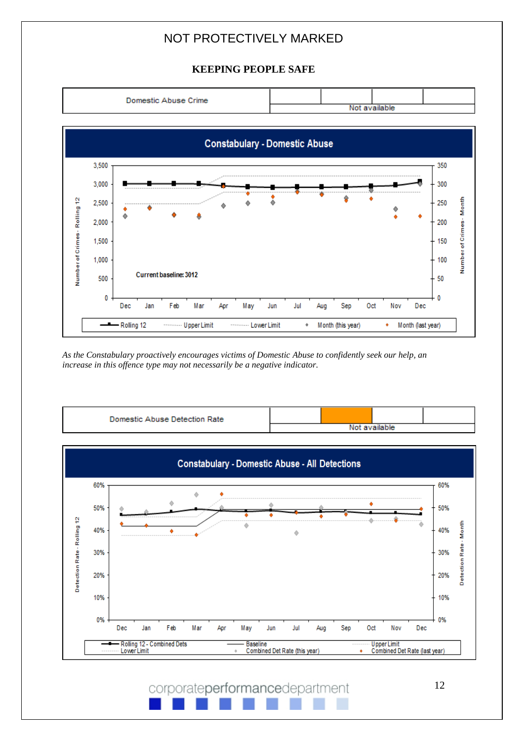NOT PROTECTIVELY MARKED

## KEEPING PEOPLE SAFE

| Domestic Abuse Crime | | | | |
|---|---|---|---|---|
| | Not available | | | |

**Constabulary - Domestic Abuse**

Current baseline: 3012

*As the Constabulary proactively encourages victims of Domestic Abuse to confidently seek our help, an increase in this offence type may not necessarily be a negative indicator.*

| Domestic Abuse Detection Rate | | | | |
|---|---|---|---|---|
| | Not available | | | |

**Constabulary - Domestic Abuse - All Detections**

corporateperformancedepartment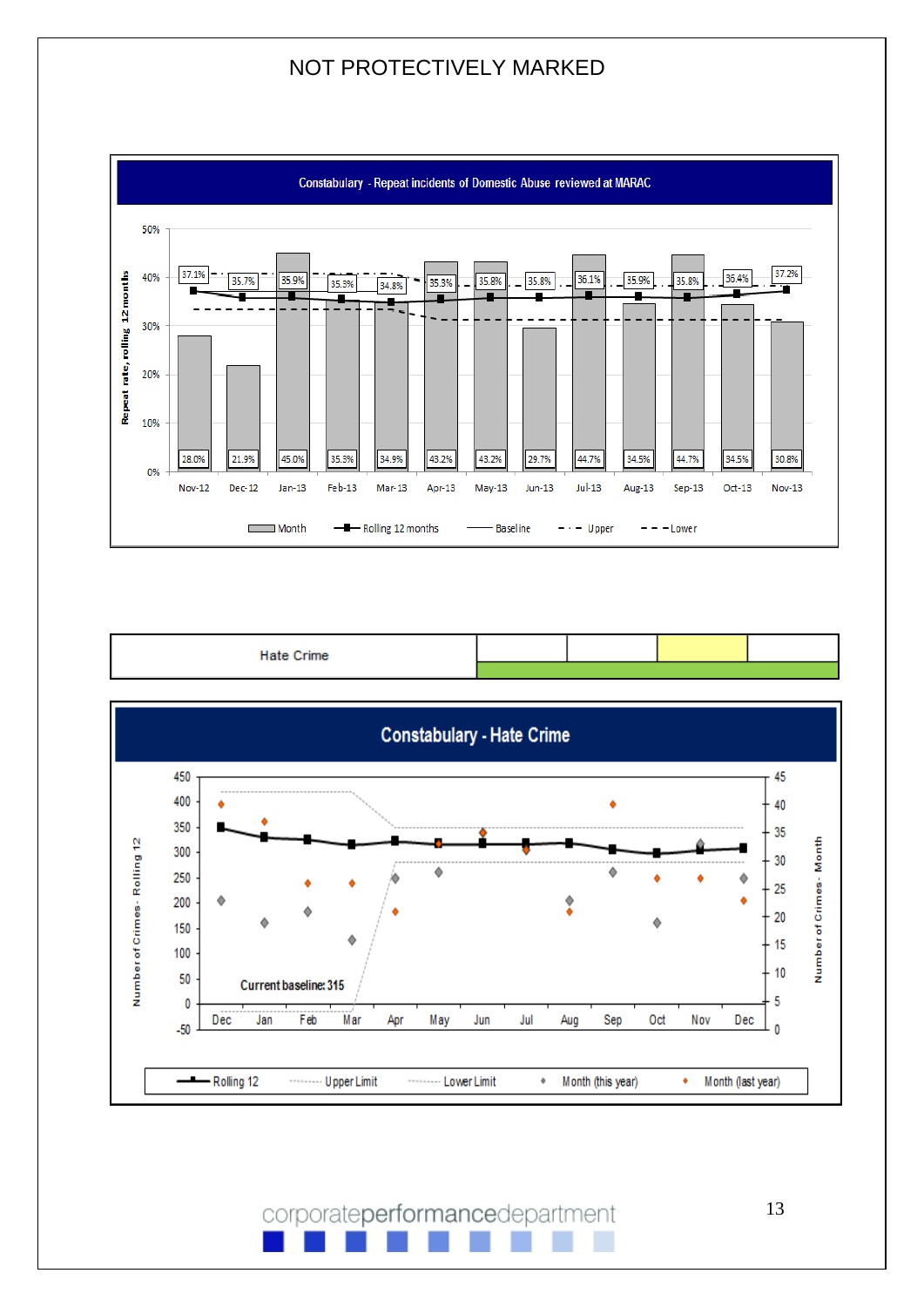NOT PROTECTIVELY MARKED

**Constabulary - Repeat incidents of Domestic Abuse reviewed at MARAC**

| | Nov-12 | Dec-12 | Jan-13 | Feb-13 | Mar-13 | Apr-13 | May-13 | Jun-13 | Jul-13 | Aug-13 | Sep-13 | Oct-13 | Nov-13 |
|---|---|---|---|---|---|---|---|---|---|---|---|---|---|
| Month | 28.0% | 21.9% | 45.0% | 35.3% | 34.9% | 43.2% | 43.2% | 29.7% | 44.7% | 34.5% | 44.7% | 34.5% | 30.8% |
| Rolling 12 months | 37.1% | 35.7% | 35.9% | 35.3% | 34.8% | 35.3% | 35.8% | 35.8% | 36.1% | 35.9% | 35.8% | 36.4% | 37.2% |

Repeat rate, rolling 12 months

Month | Rolling 12 months | Baseline | Upper | Lower

| Hate Crime | | | | |
|---|---|---|---|---|

**Constabulary - Hate Crime**

Number of Crimes - Rolling 12 | Number of Crimes - Month

Current baseline: 315

Dec | Jan | Feb | Mar | Apr | May | Jun | Jul | Aug | Sep | Oct | Nov | Dec

Rolling 12 | Upper Limit | Lower Limit | Month (this year) | Month (last year)

corporateperformancedepartment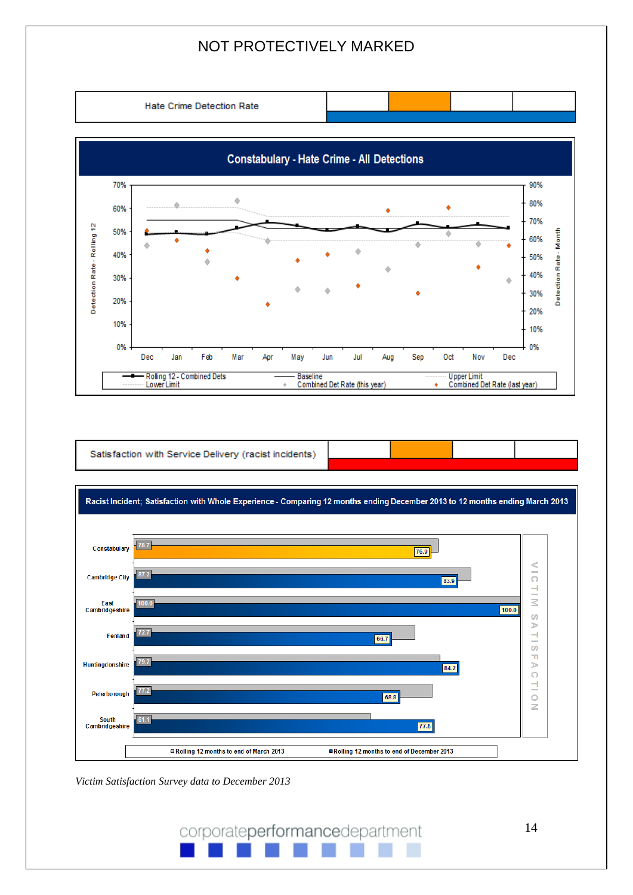NOT PROTECTIVELY MARKED

| Hate Crime Detection Rate | | | | |
|---|---|---|---|---|

## Constabulary - Hate Crime - All Detections

Detection Rate - Rolling 12 (left axis: 0%–70%); Detection Rate - Month (right axis: 0%–90%)

Months: Dec, Jan, Feb, Mar, Apr, May, Jun, Jul, Aug, Sep, Oct, Nov, Dec

Legend: Rolling 12 - Combined Dets; Baseline; Upper Limit; Lower Limit; Combined Det Rate (this year); Combined Det Rate (last year)

| Satisfaction with Service Delivery (racist incidents) | | | | |
|---|---|---|---|---|

## Racist Incident; Satisfaction with Whole Experience - Comparing 12 months ending December 2013 to 12 months ending March 2013

| Area | Rolling 12 months to end of March 2013 | Rolling 12 months to end of December 2013 |
|---|---|---|
| Constabulary | 78.7 | 76.9 |
| Cambridge City | 87.2 | 83.9 |
| East Cambridgeshire | 100.0 | 100.0 |
| Fenland | 72.7 | 66.7 |
| Huntingdonshire | 79.2 | 84.2 |
| Peterborough | 77.2 | 68.8 |
| South Cambridgeshire | 61.1 | 77.8 |

VICTIM SATISFACTION

*Victim Satisfaction Survey data to December 2013*

corporateperformancedepartment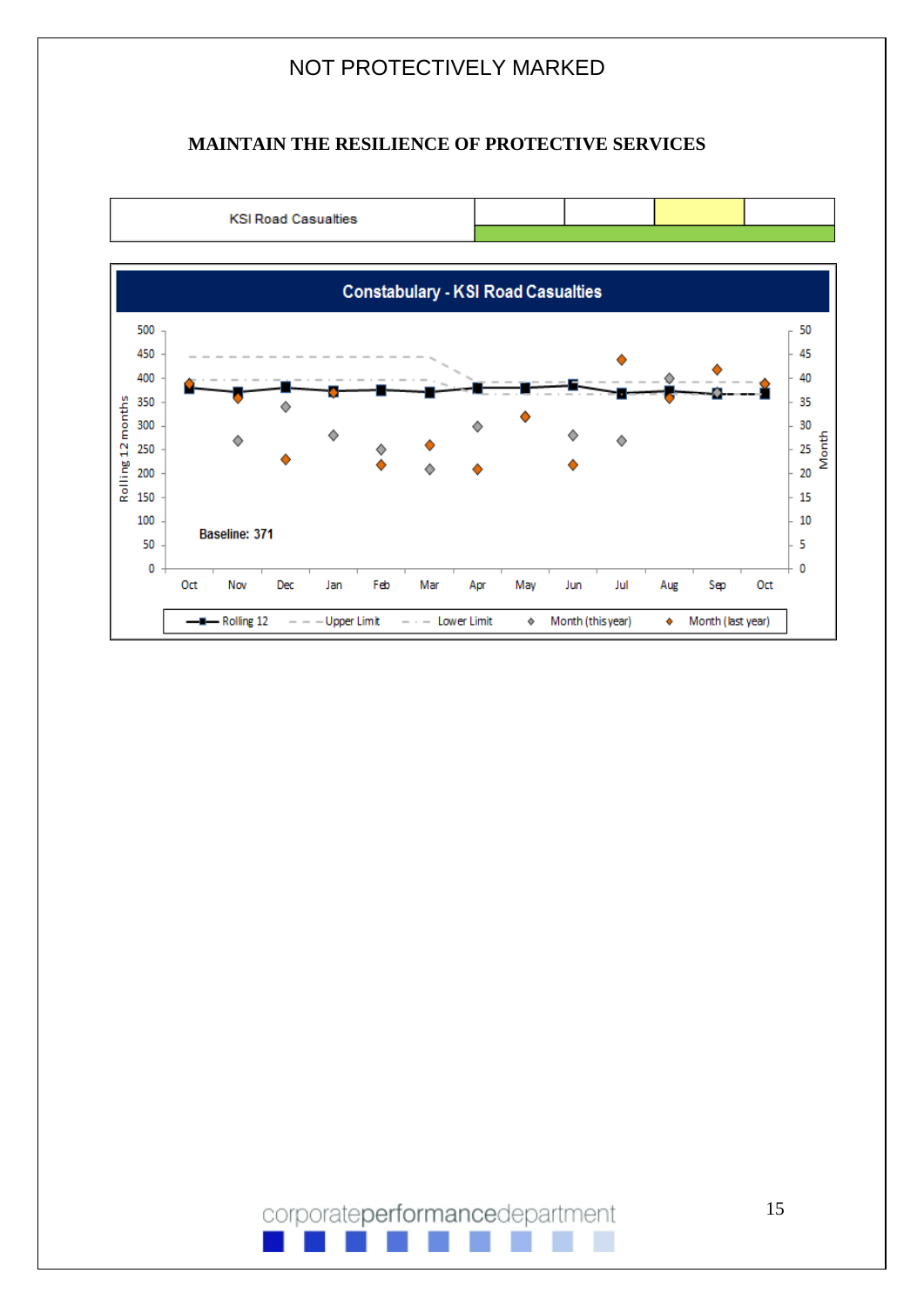NOT PROTECTIVELY MARKED

## MAINTAIN THE RESILIENCE OF PROTECTIVE SERVICES

| KSI Road Casualties | | | | |
|---|---|---|---|---|

**Constabulary - KSI Road Casualties**

Rolling 12 months (0–500) / Month (0–50)

Oct, Nov, Dec, Jan, Feb, Mar, Apr, May, Jun, Jul, Aug, Sep, Oct

Baseline: 371

Rolling 12 — Upper Limit — Lower Limit — Month (this year) — Month (last year)

corporateperformancedepartment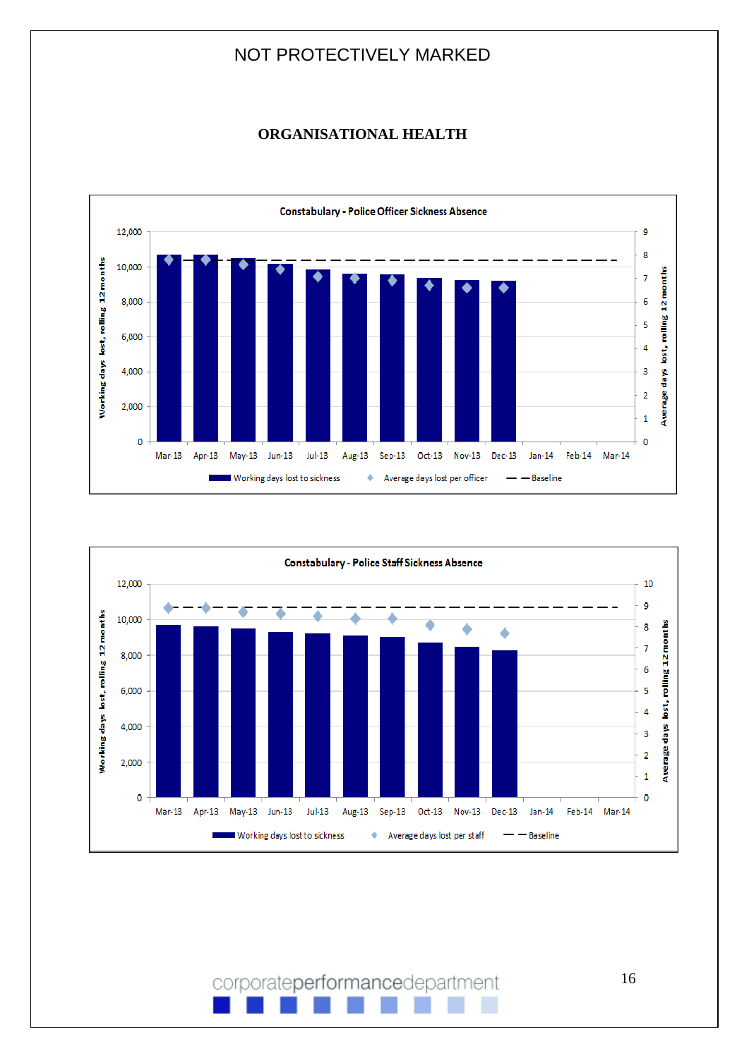NOT PROTECTIVELY MARKED

# ORGANISATIONAL HEALTH

**Constabulary - Police Officer Sickness Absence**

Working days lost, rolling 12 months (left axis: 0–12,000); Average days lost, rolling 12 months (right axis: 0–9)

Mar-13, Apr-13, May-13, Jun-13, Jul-13, Aug-13, Sep-13, Oct-13, Nov-13, Dec-13, Jan-14, Feb-14, Mar-14

Working days lost to sickness | Average days lost per officer | Baseline

**Constabulary - Police Staff Sickness Absence**

Working days lost, rolling 12 months (left axis: 0–12,000); Average days lost, rolling 12 months (right axis: 0–10)

Mar-13, Apr-13, May-13, Jun-13, Jul-13, Aug-13, Sep-13, Oct-13, Nov-13, Dec-13, Jan-14, Feb-14, Mar-14

Working days lost to sickness | Average days lost per staff | Baseline

corporateperformancedepartment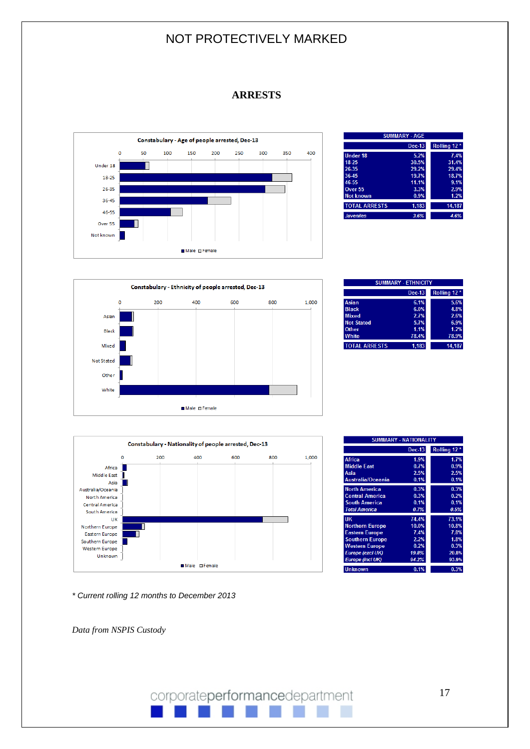NOT PROTECTIVELY MARKED

# ARRESTS

Constabulary - Age of people arrested, Dec-13

| SUMMARY - AGE | Dec-13 | Rolling 12 * |
|---|---|---|
| Under 18 | 5.2% | 7.4% |
| 18-25 | 30.5% | 31.4% |
| 26-35 | 29.2% | 29.4% |
| 36-45 | 19.7% | 18.7% |
| 46-55 | 11.1% | 9.1% |
| Over 55 | 3.3% | 2.9% |
| Not known | 0.9% | 1.2% |
| TOTAL ARRESTS | 1,183 | 14,187 |
| *Juveniles* | *3.6%* | *4.6%* |

Constabulary - Ethnicity of people arrested, Dec-13

| SUMMARY - ETHNICITY | Dec-13 | Rolling 12 * |
|---|---|---|
| Asian | 6.1% | 5.6% |
| Black | 6.0% | 4.8% |
| Mixed | 2.7% | 2.6% |
| Not Stated | 5.7% | 6.9% |
| Other | 1.1% | 1.2% |
| White | 78.4% | 78.9% |
| TOTAL ARRESTS | 1,183 | 14,187 |

Constabulary - Nationality of people arrested, Dec-13

| SUMMARY - NATIONALITY | Dec-13 | Rolling 12 * |
|---|---|---|
| Africa | 1.9% | 1.7% |
| Middle East | 0.7% | 0.9% |
| Asia | 2.5% | 2.5% |
| Australia/Oceania | 0.1% | 0.1% |
| North America | 0.3% | 0.3% |
| Central America | 0.3% | 0.2% |
| South America | 0.1% | 0.1% |
| *Total America* | *0.7%* | *0.5%* |
| UK | 74.4% | 73.1% |
| Northern Europe | 10.0% | 10.8% |
| Eastern Europe | 7.4% | 7.8% |
| Southern Europe | 2.2% | 1.8% |
| Western Europe | 0.2% | 0.3% |
| *Europe (excl UK)* | *19.8%* | *20.8%* |
| *Europe (incl UK)* | *94.2%* | *93.9%* |
| Unknown | 0.1% | 0.3% |

*\* Current rolling 12 months to December 2013*

*Data from NSPIS Custody*

corporateperformancedepartment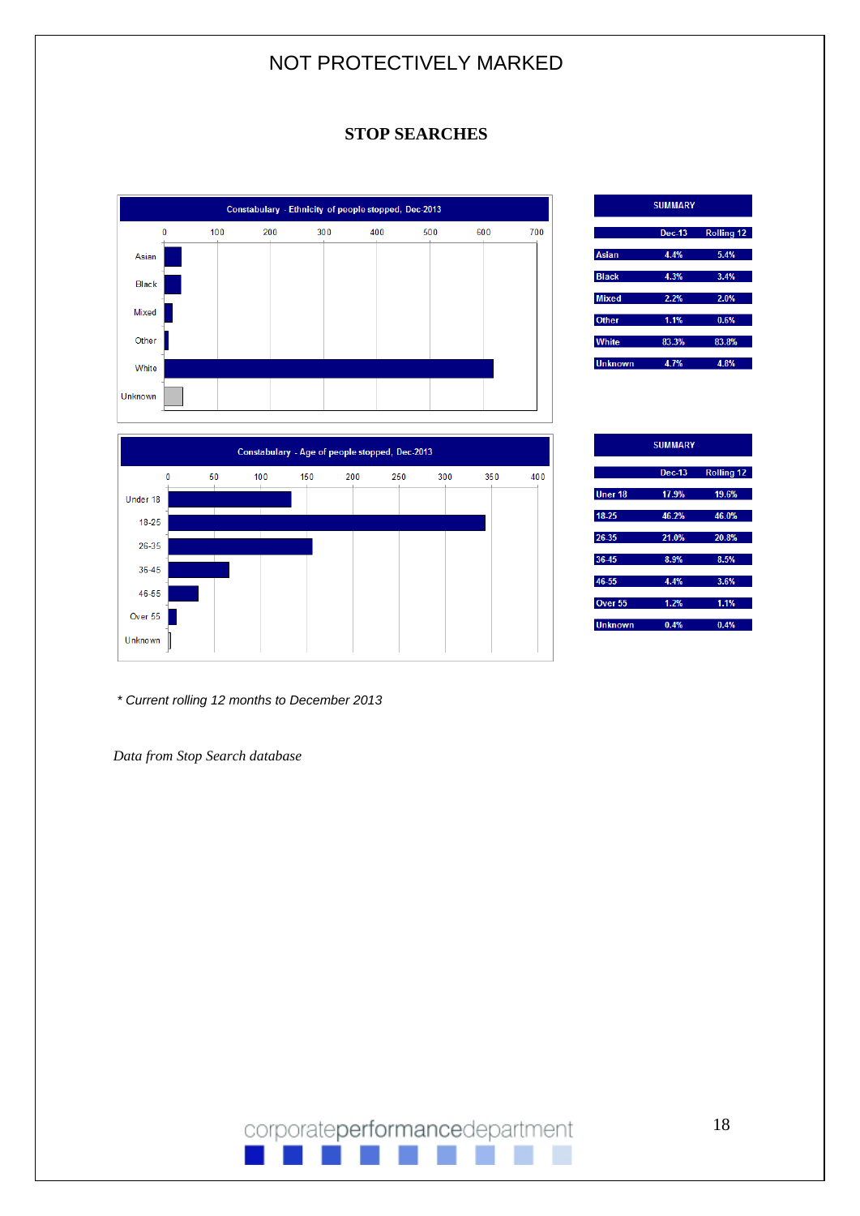NOT PROTECTIVELY MARKED

## STOP SEARCHES

**Constabulary - Ethnicity of people stopped, Dec-2013**

| SUMMARY | Dec-13 | Rolling 12 |
|---|---|---|
| Asian | 4.4% | 5.4% |
| Black | 4.3% | 3.4% |
| Mixed | 2.2% | 2.0% |
| Other | 1.1% | 0.6% |
| White | 83.3% | 83.8% |
| Unknown | 4.7% | 4.8% |

**Constabulary - Age of people stopped, Dec-2013**

| SUMMARY | Dec-13 | Rolling 12 |
|---|---|---|
| Uner 18 | 17.9% | 19.6% |
| 18-25 | 46.2% | 46.0% |
| 26-35 | 21.0% | 20.8% |
| 36-45 | 8.9% | 8.5% |
| 46-55 | 4.4% | 3.6% |
| Over 55 | 1.2% | 1.1% |
| Unknown | 0.4% | 0.4% |

*\* Current rolling 12 months to December 2013*

*Data from Stop Search database*

corporateperformancedepartment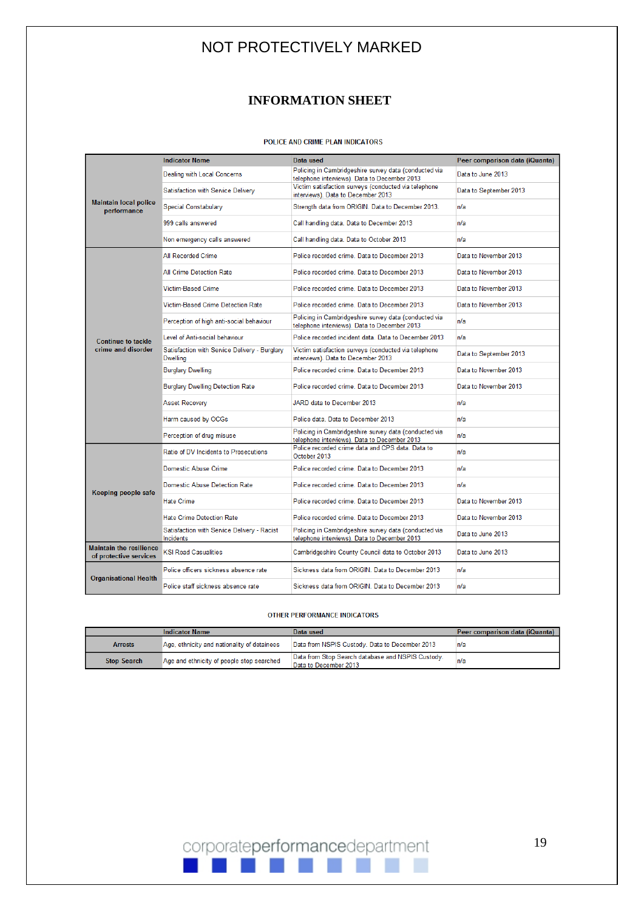NOT PROTECTIVELY MARKED

# INFORMATION SHEET

POLICE AND CRIME PLAN INDICATORS

| | Indicator Name | Data used | Peer comparison data (iQuanta) |
|---|---|---|---|
| Maintain local police performance | Dealing with Local Concerns | Policing in Cambridgeshire survey data (conducted via telephone interviews). Data to December 2013 | Data to June 2013 |
| | Satisfaction with Service Delivery | Victim satisfaction surveys (conducted via telephone interviews). Data to December 2013 | Data to September 2013 |
| | Special Constabulary | Strength data from ORIGIN. Data to December 2013. | n/a |
| | 999 calls answered | Call handling data. Data to December 2013 | n/a |
| | Non emergency calls answered | Call handling data. Data to October 2013 | n/a |
| Continue to tackle crime and disorder | All Recorded Crime | Police recorded crime. Data to December 2013 | Data to November 2013 |
| | All Crime Detection Rate | Police recorded crime. Data to December 2013 | Data to November 2013 |
| | Victim-Based Crime | Police recorded crime. Data to December 2013 | Data to November 2013 |
| | Victim-Based Crime Detection Rate | Police recorded crime. Data to December 2013 | Data to November 2013 |
| | Perception of high anti-social behaviour | Policing in Cambridgeshire survey data (conducted via telephone interviews). Data to December 2013 | n/a |
| | Level of Anti-social behaviour | Police recorded incident data. Data to December 2013 | n/a |
| | Satisfaction with Service Delivery - Burglary Dwelling | Victim satisfaction surveys (conducted via telephone interviews). Data to December 2013 | Data to September 2013 |
| | Burglary Dwelling | Police recorded crime. Data to December 2013 | Data to November 2013 |
| | Burglary Dwelling Detection Rate | Police recorded crime. Data to December 2013 | Data to November 2013 |
| | Asset Recovery | JARD data to December 2013 | n/a |
| | Harm caused by OCGs | Police data. Data to December 2013 | n/a |
| | Perception of drug misuse | Policing in Cambridgeshire survey data (conducted via telephone interviews). Data to December 2013 | n/a |
| Keeping people safe | Ratio of DV Incidents to Prosecutions | Police recorded crime data and CPS data. Data to October 2013 | n/a |
| | Domestic Abuse Crime | Police recorded crime. Data to December 2013 | n/a |
| | Domestic Abuse Detection Rate | Police recorded crime. Data to December 2013 | n/a |
| | Hate Crime | Police recorded crime. Data to December 2013 | Data to November 2013 |
| | Hate Crime Detection Rate | Police recorded crime. Data to December 2013 | Data to November 2013 |
| | Satisfaction with Service Delivery - Racist Incidents | Policing in Cambridgeshire survey data (conducted via telephone interviews). Data to December 2013 | Data to June 2013 |
| Maintain the resilience of protective services | KSI Road Casualities | Cambridgeshire County Council data to October 2013 | Data to June 2013 |
| Organisational Health | Police officers sickness absence rate | Sickness data from ORIGIN. Data to December 2013 | n/a |
| | Police staff sickness absence rate | Sickness data from ORIGIN. Data to December 2013 | n/a |

OTHER PERFORMANCE INDICATORS

| | Indicator Name | Data used | Peer comparison data (iQuanta) |
|---|---|---|---|
| Arrests | Age, ethnicity and nationality of detainees | Data from NSPIS Custody. Data to December 2013 | n/a |
| Stop Search | Age and ethnicity of people stop searched | Data from Stop Search database and NSPIS Custody. Data to December 2013 | n/a |

corporateperformancedepartment